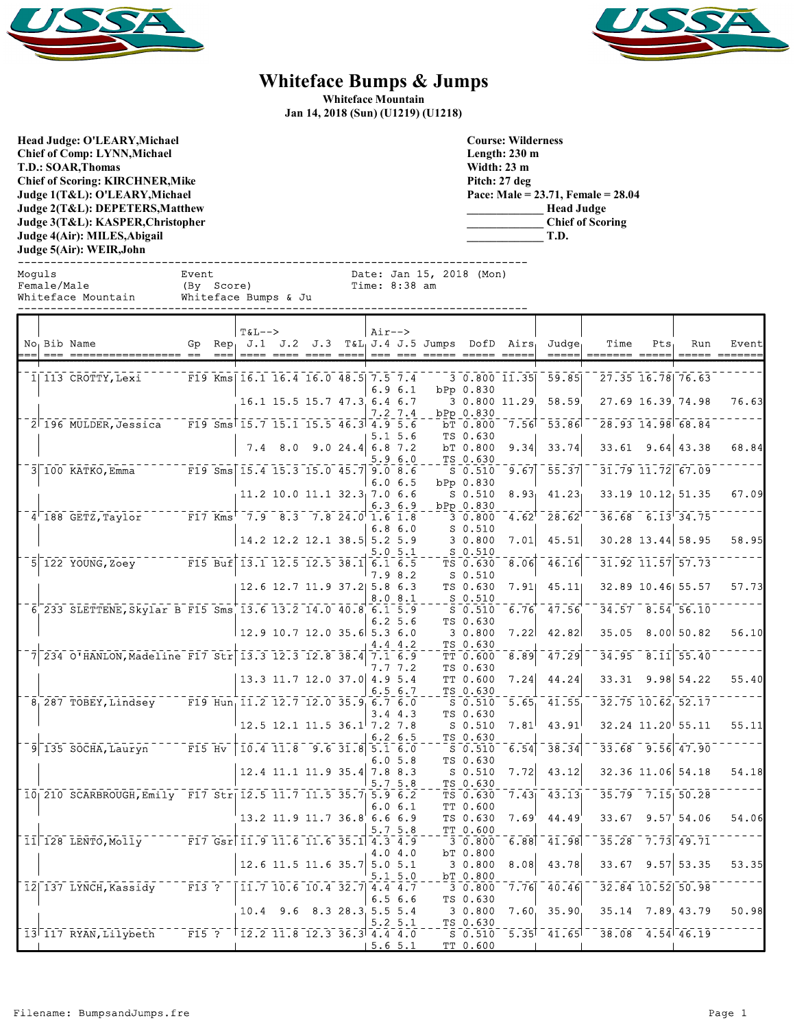# Whiteface Bumps & Jumps

**Whiteface Mountain**
**Jan 14, 2018 (Sun) (U1219) (U1218)**

**Head Judge: O'LEARY,Michael**
**Chief of Comp: LYNN,Michael**
**T.D.: SOAR,Thomas**
**Chief of Scoring: KIRCHNER,Mike**
**Judge 1(T&L): O'LEARY,Michael**
**Judge 2(T&L): DEPETERS,Matthew**
**Judge 3(T&L): KASPER,Christopher**
**Judge 4(Air): MILES,Abigail**
**Judge 5(Air): WEIR,John**

**Course: Wilderness**
**Length: 230 m**
**Width: 23 m**
**Pitch: 27 deg**
**Pace: Male = 23.71, Female = 28.04**
_____________ **Head Judge**
_____________ **Chief of Scoring**
_____________ **T.D.**

```
Moguls                   Event                   Date: Jan 15, 2018 (Mon)
Female/Male              (By  Score)             Time: 8:38 am
Whiteface Mountain       Whiteface Bumps & Ju
```

| No | Bib | Name | Gp | Rep | T&L--> J.1 | J.2 | J.3 | T&L | Air--> J.4 | J.5 | Jumps | DofD | Airs | Judge | Time | Pts | Run | Event |
|---|---|---|---|---|---|---|---|---|---|---|---|---|---|---|---|---|---|---|
| 1 | 113 | CROTTY,Lexi | F19 | Kms | 16.1 | 16.4 | 16.0 | 48.5 | 7.5 | 7.4 | 3 | 0.800 | 11.35 | 59.85 | 27.35 | 16.78 | 76.63 | |
| | | | | | | | | | 6.9 | 6.1 | bPp | 0.830 | | | | | | |
| | | | | | 16.1 | 15.5 | 15.7 | 47.3 | 6.4 | 6.7 | 3 | 0.800 | 11.29 | 58.59 | 27.69 | 16.39 | 74.98 | 76.63 |
| | | | | | | | | | 7.2 | 7.4 | bPp | 0.830 | | | | | | |
| 2 | 196 | MULDER,Jessica | F19 | Sms | 15.7 | 15.1 | 15.5 | 46.3 | 4.9 | 5.6 | bT | 0.800 | 7.56 | 53.86 | 28.93 | 14.98 | 68.84 | |
| | | | | | | | | | 5.1 | 5.6 | TS | 0.630 | | | | | | |
| | | | | | 7.4 | 8.0 | 9.0 | 24.4 | 6.8 | 7.2 | bT | 0.800 | 9.34 | 33.74 | 33.61 | 9.64 | 43.38 | 68.84 |
| | | | | | | | | | 5.9 | 6.0 | TS | 0.630 | | | | | | |
| 3 | 100 | KATKO,Emma | F19 | Sms | 15.4 | 15.3 | 15.0 | 45.7 | 9.0 | 8.6 | S | 0.510 | 9.67 | 55.37 | 31.79 | 11.72 | 67.09 | |
| | | | | | | | | | 6.0 | 6.5 | bPp | 0.830 | | | | | | |
| | | | | | 11.2 | 10.0 | 11.1 | 32.3 | 7.0 | 6.6 | S | 0.510 | 8.93 | 41.23 | 33.19 | 10.12 | 51.35 | 67.09 |
| | | | | | | | | | 6.3 | 6.9 | bPp | 0.830 | | | | | | |
| 4 | 188 | GETZ,Taylor | F17 | Kms | 7.9 | 8.3 | 7.8 | 24.0 | 1.6 | 1.8 | 3 | 0.800 | 4.62 | 28.62 | 36.68 | 6.13 | 34.75 | |
| | | | | | | | | | 6.8 | 6.0 | S | 0.510 | | | | | | |
| | | | | | 14.2 | 12.2 | 12.1 | 38.5 | 5.2 | 5.9 | 3 | 0.800 | 7.01 | 45.51 | 30.28 | 13.44 | 58.95 | 58.95 |
| | | | | | | | | | 5.0 | 5.1 | S | 0.510 | | | | | | |
| 5 | 122 | YOUNG,Zoey | F15 | Buf | 13.1 | 12.5 | 12.5 | 38.1 | 6.1 | 6.5 | TS | 0.630 | 8.06 | 46.16 | 31.92 | 11.57 | 57.73 | |
| | | | | | | | | | 7.9 | 8.2 | S | 0.510 | | | | | | |
| | | | | | 12.6 | 12.7 | 11.9 | 37.2 | 5.8 | 6.3 | TS | 0.630 | 7.91 | 45.11 | 32.89 | 10.46 | 55.57 | 57.73 |
| | | | | | | | | | 8.0 | 8.1 | S | 0.510 | | | | | | |
| 6 | 233 | SLETTENE,Skylar B | F15 | Sms | 13.6 | 13.2 | 14.0 | 40.8 | 6.1 | 5.9 | S | 0.510 | 6.76 | 47.56 | 34.57 | 8.54 | 56.10 | |
| | | | | | | | | | 6.2 | 5.6 | TS | 0.630 | | | | | | |
| | | | | | 12.9 | 10.7 | 12.0 | 35.6 | 5.3 | 6.0 | 3 | 0.800 | 7.22 | 42.82 | 35.05 | 8.00 | 50.82 | 56.10 |
| | | | | | | | | | 4.4 | 4.2 | TS | 0.630 | | | | | | |
| 7 | 234 | O'HANLON,Madeline | F17 | Str | 13.3 | 12.3 | 12.8 | 38.4 | 7.1 | 6.9 | TT | 0.600 | 8.89 | 47.29 | 34.95 | 8.11 | 55.40 | |
| | | | | | | | | | 7.7 | 7.2 | TS | 0.630 | | | | | | |
| | | | | | 13.3 | 11.7 | 12.0 | 37.0 | 4.9 | 5.4 | TT | 0.600 | 7.24 | 44.24 | 33.31 | 9.98 | 54.22 | 55.40 |
| | | | | | | | | | 6.5 | 6.7 | TS | 0.630 | | | | | | |
| 8 | 287 | TOBEY,Lindsey | F19 | Hun | 11.2 | 12.7 | 12.0 | 35.9 | 6.7 | 6.0 | S | 0.510 | 5.65 | 41.55 | 32.75 | 10.62 | 52.17 | |
| | | | | | | | | | 3.4 | 4.3 | TS | 0.630 | | | | | | |
| | | | | | 12.5 | 12.1 | 11.5 | 36.1 | 7.2 | 7.8 | S | 0.510 | 7.81 | 43.91 | 32.24 | 11.20 | 55.11 | 55.11 |
| | | | | | | | | | 6.2 | 6.5 | TS | 0.630 | | | | | | |
| 9 | 135 | SOCHA,Lauryn | F15 | Hv | 10.4 | 11.8 | 9.6 | 31.8 | 5.1 | 6.0 | S | 0.510 | 6.54 | 38.34 | 33.68 | 9.56 | 47.90 | |
| | | | | | | | | | 6.0 | 5.8 | TS | 0.630 | | | | | | |
| | | | | | 12.4 | 11.1 | 11.9 | 35.4 | 7.8 | 8.3 | S | 0.510 | 7.72 | 43.12 | 32.36 | 11.06 | 54.18 | 54.18 |
| | | | | | | | | | 5.7 | 5.8 | TS | 0.630 | | | | | | |
| 10 | 210 | SCARBROUGH,Emily | F17 | Str | 12.5 | 11.7 | 11.5 | 35.7 | 5.9 | 6.2 | TS | 0.630 | 7.43 | 43.13 | 35.79 | 7.15 | 50.28 | |
| | | | | | | | | | 6.0 | 6.1 | TT | 0.600 | | | | | | |
| | | | | | 13.2 | 11.9 | 11.7 | 36.8 | 6.6 | 6.9 | TS | 0.630 | 7.69 | 44.49 | 33.67 | 9.57 | 54.06 | 54.06 |
| | | | | | | | | | 5.7 | 5.8 | TT | 0.600 | | | | | | |
| 11 | 128 | LENTO,Molly | F17 | Gsr | 11.9 | 11.6 | 11.6 | 35.1 | 4.3 | 4.9 | 3 | 0.800 | 6.88 | 41.98 | 35.28 | 7.73 | 49.71 | |
| | | | | | | | | | 4.0 | 4.0 | bT | 0.800 | | | | | | |
| | | | | | 12.6 | 11.5 | 11.6 | 35.7 | 5.0 | 5.1 | 3 | 0.800 | 8.08 | 43.78 | 33.67 | 9.57 | 53.35 | 53.35 |
| | | | | | | | | | 5.1 | 5.0 | bT | 0.800 | | | | | | |
| 12 | 137 | LYNCH,Kassidy | F13 | ? | 11.7 | 10.6 | 10.4 | 32.7 | 4.4 | 4.7 | 3 | 0.800 | 7.76 | 40.46 | 32.84 | 10.52 | 50.98 | |
| | | | | | | | | | 6.5 | 6.6 | TS | 0.630 | | | | | | |
| | | | | | 10.4 | 9.6 | 8.3 | 28.3 | 5.5 | 5.4 | 3 | 0.800 | 7.60 | 35.90 | 35.14 | 7.89 | 43.79 | 50.98 |
| | | | | | | | | | 5.2 | 5.1 | TS | 0.630 | | | | | | |
| 13 | 117 | RYAN,Lilybeth | F15 | ? | 12.2 | 11.8 | 12.3 | 36.3 | 4.4 | 4.0 | S | 0.510 | 5.35 | 41.65 | 38.08 | 4.54 | 46.19 | |
| | | | | | | | | | 5.6 | 5.1 | TT | 0.600 | | | | | | |

Filename: BumpsandJumps.fre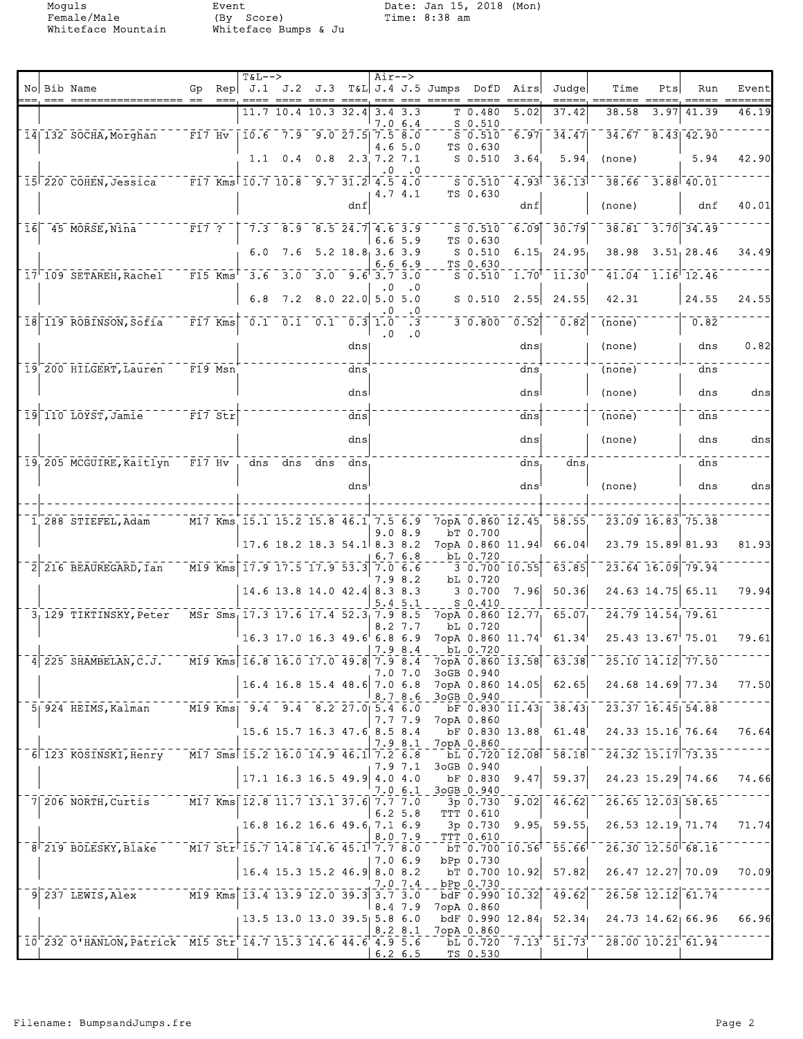Moguls
Female/Male
Whiteface Mountain

Event
(By Score)
Whiteface Bumps & Ju

Date: Jan 15, 2018 (Mon)
Time: 8:38 am

| No | Bib | Name | Gp | Rep | T&L--> J.1 | J.2 | J.3 | T&L | Air--> J.4 | J.5 | Jumps | DofD | Airs | Judge | Time | Pts | Run | Event |
|---|---|---|---|---|---|---|---|---|---|---|---|---|---|---|---|---|---|---|
| | | | | | 11.7 | 10.4 | 10.3 | 32.4 | 3.4 / 7.0 | 3.3 / 6.4 | T / S | 0.480 / 0.510 | 5.02 | 37.42 | 38.58 | 3.97 | 41.39 | 46.19 |
| 14 | 132 | SOCHA,Morghan | F17 | Hv | 10.6 | 7.9 | 9.0 | 27.5 | 7.5 / 4.6 | 8.0 / 5.0 | S / TS | 0.510 / 0.630 | 6.97 | 34.47 | 34.67 | 8.43 | 42.90 | |
| | | | | | 1.1 | 0.4 | 0.8 | 2.3 | 7.2 / .0 | 7.1 / .0 | S | 0.510 | 3.64 | 5.94 | (none) | | 5.94 | 42.90 |
| 15 | 220 | COHEN,Jessica | F17 | Kms | 10.7 | 10.8 | 9.7 | 31.2 | 4.5 / 4.7 | 4.0 / 4.1 | S / TS | 0.510 / 0.630 | 4.93 | 36.13 | 38.66 | 3.88 | 40.01 | |
| | | | | | | | | dnf | | | | | dnf | | (none) | | dnf | 40.01 |
| 16 | 45 | MORSE,Nina | F17 | ? | 7.3 | 8.9 | 8.5 | 24.7 | 4.6 / 6.6 | 3.9 / 5.9 | S / TS | 0.510 / 0.630 | 6.09 | 30.79 | 38.81 | 3.70 | 34.49 | |
| | | | | | 6.0 | 7.6 | 5.2 | 18.8 | 3.6 / 6.6 | 3.9 / 6.9 | S / TS | 0.510 / 0.630 | 6.15 | 24.95 | 38.98 | 3.51 | 28.46 | 34.49 |
| 17 | 109 | SETAREH,Rachel | F15 | Kms | 3.6 | 3.0 | 3.0 | 9.6 | 3.7 / .0 | 3.0 / .0 | S | 0.510 | 1.70 | 11.30 | 41.04 | 1.16 | 12.46 | |
| | | | | | 6.8 | 7.2 | 8.0 | 22.0 | 5.0 / .0 | 5.0 / .0 | S | 0.510 | 2.55 | 24.55 | 42.31 | | 24.55 | 24.55 |
| 18 | 119 | ROBINSON,Sofia | F17 | Kms | 0.1 | 0.1 | 0.1 | 0.3 | 1.0 / .0 | .3 / .0 | 3 | 0.800 | 0.52 | 0.82 | (none) | | 0.82 | |
| | | | | | | | | dns | | | | | dns | | (none) | | dns | 0.82 |
| 19 | 200 | HILGERT,Lauren | F19 | Msn | | | | dns | | | | | dns | | (none) | | dns | |
| | | | | | | | | dns | | | | | dns | | (none) | | dns | dns |
| 19 | 110 | LOYST,Jamie | F17 | Str | | | | dns | | | | | dns | | (none) | | dns | |
| | | | | | | | | dns | | | | | dns | | (none) | | dns | dns |
| 19 | 205 | MCGUIRE,Kaitlyn | F17 | Hv | dns | dns | dns | dns | | | | | dns | dns | | | dns | |
| | | | | | | | | dns | | | | | dns | | (none) | | dns | dns |
| 1 | 288 | STIEFEL,Adam | M17 | Kms | 15.1 | 15.2 | 15.8 | 46.1 | 7.5 / 9.0 | 6.9 / 8.9 | 7opA / bT | 0.860 / 0.700 | 12.45 | 58.55 | 23.09 | 16.83 | 75.38 | |
| | | | | | 17.6 | 18.2 | 18.3 | 54.1 | 8.3 / 6.7 | 8.2 / 6.8 | 7opA / bL | 0.860 / 0.720 | 11.94 | 66.04 | 23.79 | 15.89 | 81.93 | 81.93 |
| 2 | 216 | BEAUREGARD,Ian | M19 | Kms | 17.9 | 17.5 | 17.9 | 53.3 | 7.0 / 7.9 | 6.6 / 8.2 | 3 / bL | 0.700 / 0.720 | 10.55 | 63.85 | 23.64 | 16.09 | 79.94 | |
| | | | | | 14.6 | 13.8 | 14.0 | 42.4 | 8.3 / 5.4 | 8.3 / 5.1 | 3 / S | 0.700 / 0.410 | 7.96 | 50.36 | 24.63 | 14.75 | 65.11 | 79.94 |
| 3 | 129 | TIKTINSKY,Peter | MSr | Sms | 17.3 | 17.6 | 17.4 | 52.3 | 7.9 / 8.2 | 8.5 / 7.7 | 7opA / bL | 0.860 / 0.720 | 12.77 | 65.07 | 24.79 | 14.54 | 79.61 | |
| | | | | | 16.3 | 17.0 | 16.3 | 49.6 | 6.8 / 7.9 | 6.9 / 8.4 | 7opA / bL | 0.860 / 0.720 | 11.74 | 61.34 | 25.43 | 13.67 | 75.01 | 79.61 |
| 4 | 225 | SHAMBELAN,C.J. | M19 | Kms | 16.8 | 16.0 | 17.0 | 49.8 | 7.9 / 7.0 | 8.4 / 7.0 | 7opA / 3oGB | 0.860 / 0.940 | 13.58 | 63.38 | 25.10 | 14.12 | 77.50 | |
| | | | | | 16.4 | 16.8 | 15.4 | 48.6 | 7.0 / 8.7 | 6.8 / 8.6 | 7opA / 3oGB | 0.860 / 0.940 | 14.05 | 62.65 | 24.68 | 14.69 | 77.34 | 77.50 |
| 5 | 924 | HEIMS,Kalman | M19 | Kms | 9.4 | 9.4 | 8.2 | 27.0 | 5.4 / 7.7 | 6.0 / 7.9 | bF / 7opA | 0.830 / 0.860 | 11.43 | 38.43 | 23.37 | 16.45 | 54.88 | |
| | | | | | 15.6 | 15.7 | 16.3 | 47.6 | 8.5 / 7.9 | 8.4 / 8.1 | bF / 7opA | 0.830 / 0.860 | 13.88 | 61.48 | 24.33 | 15.16 | 76.64 | 76.64 |
| 6 | 123 | KOSINSKI,Henry | M17 | Sms | 15.2 | 16.0 | 14.9 | 46.1 | 7.2 / 7.9 | 6.8 / 7.1 | bL / 3oGB | 0.720 / 0.940 | 12.08 | 58.18 | 24.32 | 15.17 | 73.35 | |
| | | | | | 17.1 | 16.3 | 16.5 | 49.9 | 4.0 / 7.0 | 4.0 / 6.1 | bF / 3oGB | 0.830 / 0.940 | 9.47 | 59.37 | 24.23 | 15.29 | 74.66 | 74.66 |
| 7 | 206 | NORTH,Curtis | M17 | Kms | 12.8 | 11.7 | 13.1 | 37.6 | 7.7 / 6.2 | 7.0 / 5.8 | 3p / TTT | 0.730 / 0.610 | 9.02 | 46.62 | 26.65 | 12.03 | 58.65 | |
| | | | | | 16.8 | 16.2 | 16.6 | 49.6 | 7.1 / 8.0 | 6.9 / 7.9 | 3p / TTT | 0.730 / 0.610 | 9.95 | 59.55 | 26.53 | 12.19 | 71.74 | 71.74 |
| 8 | 219 | BOLESKY,Blake | M17 | Str | 15.7 | 14.8 | 14.6 | 45.1 | 7.7 / 7.0 | 8.0 / 6.9 | bT / bPp | 0.700 / 0.730 | 10.56 | 55.66 | 26.30 | 12.50 | 68.16 | |
| | | | | | 16.4 | 15.3 | 15.2 | 46.9 | 8.0 / 7.0 | 8.2 / 7.4 | bT / bPp | 0.700 / 0.730 | 10.92 | 57.82 | 26.47 | 12.27 | 70.09 | 70.09 |
| 9 | 237 | LEWIS,Alex | M19 | Kms | 13.4 | 13.9 | 12.0 | 39.3 | 3.7 / 8.4 | 3.0 / 7.9 | bdF / 7opA | 0.990 / 0.860 | 10.32 | 49.62 | 26.58 | 12.12 | 61.74 | |
| | | | | | 13.5 | 13.0 | 13.0 | 39.5 | 5.8 / 8.2 | 6.0 / 8.1 | bdF / 7opA | 0.990 / 0.860 | 12.84 | 52.34 | 24.73 | 14.62 | 66.96 | 66.96 |
| 10 | 232 | O'HANLON,Patrick | M15 | Str | 14.7 | 15.3 | 14.6 | 44.6 | 4.9 / 6.2 | 5.6 / 6.5 | bL / TS | 0.720 / 0.530 | 7.13 | 51.73 | 28.00 | 10.21 | 61.94 | |

Filename: BumpsandJumps.fre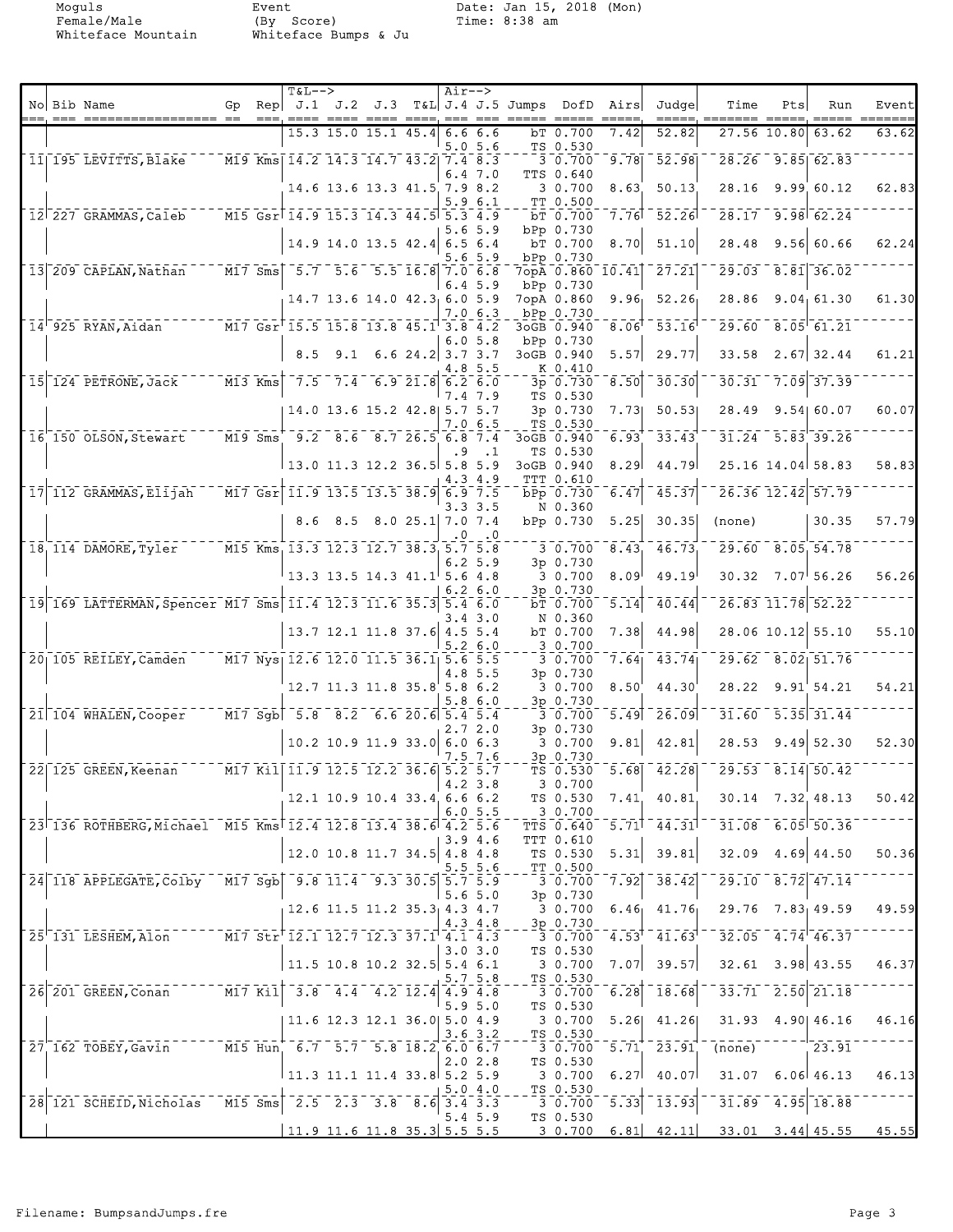Moguls
Female/Male
Whiteface Mountain

Event
(By Score)
Whiteface Bumps & Ju

Date: Jan 15, 2018 (Mon)
Time: 8:38 am

| No | Bib | Name | Gp | Rep | J.1 | J.2 | J.3 | T&L | J.4 | J.5 | Jumps | DofD | Airs | Judge | Time | Pts | Run | Event |
|---|---|---|---|---|---|---|---|---|---|---|---|---|---|---|---|---|---|---|
| | | | | | 15.3 | 15.0 | 15.1 | 45.4 | 6.6 | 6.6 | bT | 0.700 | 7.42 | 52.82 | 27.56 | 10.80 | 63.62 | 63.62 |
| | | | | | | | | | 5.0 | 5.6 | TS | 0.530 | | | | | | |
| 11 | 195 | LEVITTS, Blake | M19 | Kms | 14.2 | 14.3 | 14.7 | 43.2 | 7.4 | 8.3 | 3 | 0.700 | 9.78 | 52.98 | 28.26 | 9.85 | 62.83 | |
| | | | | | | | | | 6.4 | 7.0 | TTS | 0.640 | | | | | | |
| | | | | | 14.6 | 13.6 | 13.3 | 41.5 | 7.9 | 8.2 | 3 | 0.700 | 8.63 | 50.13 | 28.16 | 9.99 | 60.12 | 62.83 |
| | | | | | | | | | 5.9 | 6.1 | TT | 0.500 | | | | | | |
| 12 | 227 | GRAMMAS, Caleb | M15 | Gsr | 14.9 | 15.3 | 14.3 | 44.5 | 5.3 | 4.9 | bT | 0.700 | 7.76 | 52.26 | 28.17 | 9.98 | 62.24 | |
| | | | | | | | | | 5.6 | 5.9 | bPp | 0.730 | | | | | | |
| | | | | | 14.9 | 14.0 | 13.5 | 42.4 | 6.5 | 6.4 | bT | 0.700 | 8.70 | 51.10 | 28.48 | 9.56 | 60.66 | 62.24 |
| | | | | | | | | | 5.6 | 5.9 | bPp | 0.730 | | | | | | |
| 13 | 209 | CAPLAN, Nathan | M17 | Sms | 5.7 | 5.6 | 5.5 | 16.8 | 7.0 | 6.8 | 7opA | 0.860 | 10.41 | 27.21 | 29.03 | 8.81 | 36.02 | |
| | | | | | | | | | 6.4 | 5.9 | bPp | 0.730 | | | | | | |
| | | | | | 14.7 | 13.6 | 14.0 | 42.3 | 6.0 | 5.9 | 7opA | 0.860 | 9.96 | 52.26 | 28.86 | 9.04 | 61.30 | 61.30 |
| | | | | | | | | | 7.0 | 6.3 | bPp | 0.730 | | | | | | |
| 14 | 925 | RYAN, Aidan | M17 | Gsr | 15.5 | 15.8 | 13.8 | 45.1 | 3.8 | 4.2 | 3oGB | 0.940 | 8.06 | 53.16 | 29.60 | 8.05 | 61.21 | |
| | | | | | | | | | 6.0 | 5.8 | bPp | 0.730 | | | | | | |
| | | | | | 8.5 | 9.1 | 6.6 | 24.2 | 3.7 | 3.7 | 3oGB | 0.940 | 5.57 | 29.77 | 33.58 | 2.67 | 32.44 | 61.21 |
| | | | | | | | | | 4.8 | 5.5 | K | 0.410 | | | | | | |
| 15 | 124 | PETRONE, Jack | M13 | Kms | 7.5 | 7.4 | 6.9 | 21.8 | 6.2 | 6.0 | 3p | 0.730 | 8.50 | 30.30 | 30.31 | 7.09 | 37.39 | |
| | | | | | | | | | 7.4 | 7.9 | TS | 0.530 | | | | | | |
| | | | | | 14.0 | 13.6 | 15.2 | 42.8 | 5.7 | 5.7 | 3p | 0.730 | 7.73 | 50.53 | 28.49 | 9.54 | 60.07 | 60.07 |
| | | | | | | | | | 7.0 | 6.5 | TS | 0.530 | | | | | | |
| 16 | 150 | OLSON, Stewart | M19 | Sms | 9.2 | 8.6 | 8.7 | 26.5 | 6.8 | 7.4 | 3oGB | 0.940 | 6.93 | 33.43 | 31.24 | 5.83 | 39.26 | |
| | | | | | | | | | .9 | .1 | TS | 0.530 | | | | | | |
| | | | | | 13.0 | 11.3 | 12.2 | 36.5 | 5.8 | 5.9 | 3oGB | 0.940 | 8.29 | 44.79 | 25.16 | 14.04 | 58.83 | 58.83 |
| | | | | | | | | | 4.3 | 4.9 | TTT | 0.610 | | | | | | |
| 17 | 112 | GRAMMAS, Elijah | M17 | Gsr | 11.9 | 13.5 | 13.5 | 38.9 | 6.9 | 7.5 | bPp | 0.730 | 6.47 | 45.37 | 26.36 | 12.42 | 57.79 | |
| | | | | | | | | | 3.3 | 3.5 | N | 0.360 | | | | | | |
| | | | | | 8.6 | 8.5 | 8.0 | 25.1 | 7.0 | 7.4 | bPp | 0.730 | 5.25 | 30.35 | (none) | | 30.35 | 57.79 |
| | | | | | | | | | .0 | .0 | | | | | | | | |
| 18 | 114 | DAMORE, Tyler | M15 | Kms | 13.3 | 12.3 | 12.7 | 38.3 | 5.7 | 5.8 | 3 | 0.700 | 8.43 | 46.73 | 29.60 | 8.05 | 54.78 | |
| | | | | | | | | | 6.2 | 5.9 | 3p | 0.730 | | | | | | |
| | | | | | 13.3 | 13.5 | 14.3 | 41.1 | 5.6 | 4.8 | 3 | 0.700 | 8.09 | 49.19 | 30.32 | 7.07 | 56.26 | 56.26 |
| | | | | | | | | | 6.2 | 6.0 | 3p | 0.730 | | | | | | |
| 19 | 169 | LATTERMAN, Spencer | M17 | Sms | 11.4 | 12.3 | 11.6 | 35.3 | 5.4 | 6.0 | bT | 0.700 | 5.14 | 40.44 | 26.83 | 11.78 | 52.22 | |
| | | | | | | | | | 3.4 | 3.0 | N | 0.360 | | | | | | |
| | | | | | 13.7 | 12.1 | 11.8 | 37.6 | 4.5 | 5.4 | bT | 0.700 | 7.38 | 44.98 | 28.06 | 10.12 | 55.10 | 55.10 |
| | | | | | | | | | 5.2 | 6.0 | 3 | 0.700 | | | | | | |
| 20 | 105 | REILEY, Camden | M17 | Nys | 12.6 | 12.0 | 11.5 | 36.1 | 5.6 | 5.5 | 3 | 0.700 | 7.64 | 43.74 | 29.62 | 8.02 | 51.76 | |
| | | | | | | | | | 4.8 | 5.5 | 3p | 0.730 | | | | | | |
| | | | | | 12.7 | 11.3 | 11.8 | 35.8 | 5.8 | 6.2 | 3 | 0.700 | 8.50 | 44.30 | 28.22 | 9.91 | 54.21 | 54.21 |
| | | | | | | | | | 5.8 | 6.0 | 3p | 0.730 | | | | | | |
| 21 | 104 | WHALEN, Cooper | M17 | Sgb | 5.8 | 8.2 | 6.6 | 20.6 | 5.4 | 5.4 | 3 | 0.700 | 5.49 | 26.09 | 31.60 | 5.35 | 31.44 | |
| | | | | | | | | | 2.7 | 2.0 | 3p | 0.730 | | | | | | |
| | | | | | 10.2 | 10.9 | 11.9 | 33.0 | 6.0 | 6.3 | 3 | 0.700 | 9.81 | 42.81 | 28.53 | 9.49 | 52.30 | 52.30 |
| | | | | | | | | | 7.5 | 7.6 | 3p | 0.730 | | | | | | |
| 22 | 125 | GREEN, Keenan | M17 | Kil | 11.9 | 12.5 | 12.2 | 36.6 | 5.2 | 5.7 | TS | 0.530 | 5.68 | 42.28 | 29.53 | 8.14 | 50.42 | |
| | | | | | | | | | 4.2 | 3.8 | 3 | 0.700 | | | | | | |
| | | | | | 12.1 | 10.9 | 10.4 | 33.4 | 6.6 | 6.2 | TS | 0.530 | 7.41 | 40.81 | 30.14 | 7.32 | 48.13 | 50.42 |
| | | | | | | | | | 6.0 | 5.5 | 3 | 0.700 | | | | | | |
| 23 | 136 | ROTHBERG, Michael | M15 | Kms | 12.4 | 12.8 | 13.4 | 38.6 | 4.2 | 5.6 | TTS | 0.640 | 5.71 | 44.31 | 31.08 | 6.05 | 50.36 | |
| | | | | | | | | | 3.9 | 4.6 | TTT | 0.610 | | | | | | |
| | | | | | 12.0 | 10.8 | 11.7 | 34.5 | 4.8 | 4.8 | TS | 0.530 | 5.31 | 39.81 | 32.09 | 4.69 | 44.50 | 50.36 |
| | | | | | | | | | 5.5 | 5.6 | TT | 0.500 | | | | | | |
| 24 | 118 | APPLEGATE, Colby | M17 | Sgb | 9.8 | 11.4 | 9.3 | 30.5 | 5.7 | 5.9 | 3 | 0.700 | 7.92 | 38.42 | 29.10 | 8.72 | 47.14 | |
| | | | | | | | | | 5.6 | 5.0 | 3p | 0.730 | | | | | | |
| | | | | | 12.6 | 11.5 | 11.2 | 35.3 | 4.3 | 4.7 | 3 | 0.700 | 6.46 | 41.76 | 29.76 | 7.83 | 49.59 | 49.59 |
| | | | | | | | | | 4.3 | 4.8 | 3p | 0.730 | | | | | | |
| 25 | 131 | LESHEM, Alon | M17 | Str | 12.1 | 12.7 | 12.3 | 37.1 | 4.1 | 4.3 | 3 | 0.700 | 4.53 | 41.63 | 32.05 | 4.74 | 46.37 | |
| | | | | | | | | | 3.0 | 3.0 | TS | 0.530 | | | | | | |
| | | | | | 11.5 | 10.8 | 10.2 | 32.5 | 5.4 | 6.1 | 3 | 0.700 | 7.07 | 39.57 | 32.61 | 3.98 | 43.55 | 46.37 |
| | | | | | | | | | 5.7 | 5.8 | TS | 0.530 | | | | | | |
| 26 | 201 | GREEN, Conan | M17 | Kil | 3.8 | 4.4 | 4.2 | 12.4 | 4.9 | 4.8 | 3 | 0.700 | 6.28 | 18.68 | 33.71 | 2.50 | 21.18 | |
| | | | | | | | | | 5.9 | 5.0 | TS | 0.530 | | | | | | |
| | | | | | 11.6 | 12.3 | 12.1 | 36.0 | 5.0 | 4.9 | 3 | 0.700 | 5.26 | 41.26 | 31.93 | 4.90 | 46.16 | 46.16 |
| | | | | | | | | | 3.6 | 3.2 | TS | 0.530 | | | | | | |
| 27 | 162 | TOBEY, Gavin | M15 | Hun | 6.7 | 5.7 | 5.8 | 18.2 | 6.0 | 6.7 | 3 | 0.700 | 5.71 | 23.91 | (none) | | 23.91 | |
| | | | | | | | | | 2.0 | 2.8 | TS | 0.530 | | | | | | |
| | | | | | 11.3 | 11.1 | 11.4 | 33.8 | 5.2 | 5.9 | 3 | 0.700 | 6.27 | 40.07 | 31.07 | 6.06 | 46.13 | 46.13 |
| | | | | | | | | | 5.0 | 4.0 | TS | 0.530 | | | | | | |
| 28 | 121 | SCHEID, Nicholas | M15 | Sms | 2.5 | 2.3 | 3.8 | 8.6 | 3.4 | 3.3 | 3 | 0.700 | 5.33 | 13.93 | 31.89 | 4.95 | 18.88 | |
| | | | | | | | | | 5.4 | 5.9 | TS | 0.530 | | | | | | |
| | | | | | 11.9 | 11.6 | 11.8 | 35.3 | 5.5 | 5.5 | 3 | 0.700 | 6.81 | 42.11 | 33.01 | 3.44 | 45.55 | 45.55 |

Filename: BumpsandJumps.fre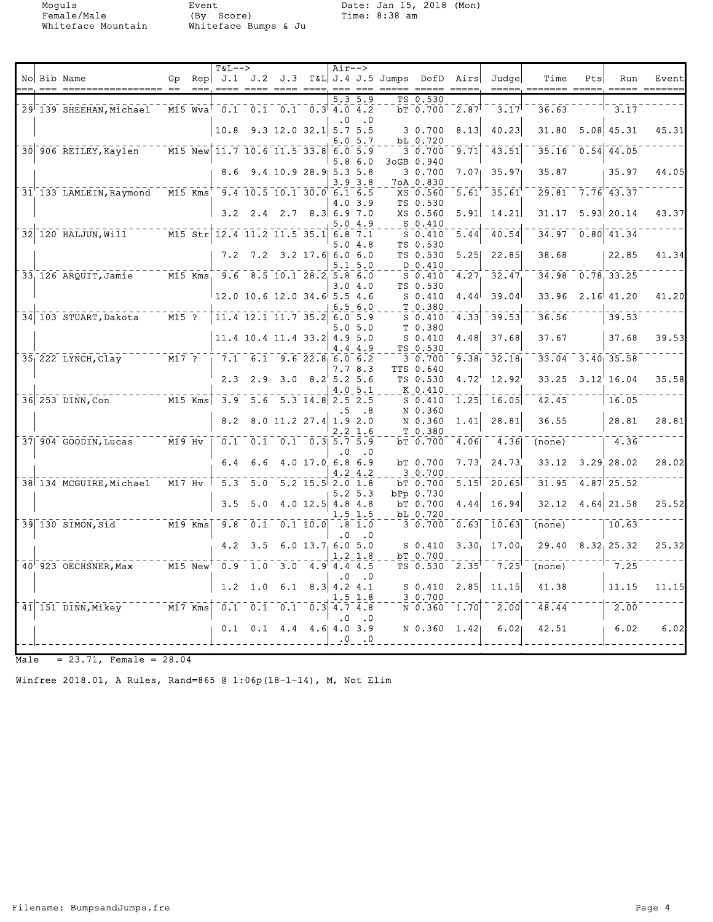Moguls Female/Male Whiteface Mountain

Event (By Score) Whiteface Bumps & Ju

Date: Jan 15, 2018 (Mon) Time: 8:38 am

| No | Bib | Name | Gp | Rep | J.1 | J.2 | J.3 | T&L | J.4 | J.5 | Jumps | DofD | Airs | Judge | Time | Pts | Run | Event |
|---|---|---|---|---|---|---|---|---|---|---|---|---|---|---|---|---|---|---|
| | | | | | | | | | 5.3 | 5.9 | TS | 0.530 | | | | | | |
| 29 | 139 | SHEEHAN, Michael | M15 | Wva | 0.1 | 0.1 | 0.1 | 0.3 | 4.0 | 4.2 | bT | 0.700 | 2.87 | 3.17 | 36.63 | | 3.17 | |
| | | | | | | | | | .0 | .0 | | | | | | | | |
| | | | | | 10.8 | 9.3 | 12.0 | 32.1 | 5.7 | 5.5 | 3 | 0.700 | 8.13 | 40.23 | 31.80 | 5.08 | 45.31 | 45.31 |
| | | | | | | | | | 6.0 | 5.7 | bL | 0.720 | | | | | | |
| 30 | 906 | REILEY, Kaylen | M15 | New | 11.7 | 10.6 | 11.5 | 33.8 | 6.0 | 5.9 | 3 | 0.700 | 9.71 | 43.51 | 35.16 | 0.54 | 44.05 | |
| | | | | | | | | | 5.8 | 6.0 | 3oGB | 0.940 | | | | | | |
| | | | | | 8.6 | 9.4 | 10.9 | 28.9 | 5.3 | 5.8 | 3 | 0.700 | 7.07 | 35.97 | 35.87 | | 35.97 | 44.05 |
| | | | | | | | | | 3.9 | 3.8 | 7oA | 0.830 | | | | | | |
| 31 | 133 | LAMLEIN, Raymond | M15 | Kms | 9.4 | 10.5 | 10.1 | 30.0 | 6.1 | 6.5 | XS | 0.560 | 5.61 | 35.61 | 29.81 | 7.76 | 43.37 | |
| | | | | | | | | | 4.0 | 3.9 | TS | 0.530 | | | | | | |
| | | | | | 3.2 | 2.4 | 2.7 | 8.3 | 6.9 | 7.0 | XS | 0.560 | 5.91 | 14.21 | 31.17 | 5.93 | 20.14 | 43.37 |
| | | | | | | | | | 5.0 | 4.9 | S | 0.410 | | | | | | |
| 32 | 120 | HALJUN, Will | M15 | Str | 12.4 | 11.2 | 11.5 | 35.1 | 6.8 | 7.1 | S | 0.410 | 5.44 | 40.54 | 34.97 | 0.80 | 41.34 | |
| | | | | | | | | | 5.0 | 4.8 | TS | 0.530 | | | | | | |
| | | | | | 7.2 | 7.2 | 3.2 | 17.6 | 6.0 | 6.0 | TS | 0.530 | 5.25 | 22.85 | 38.68 | | 22.85 | 41.34 |
| | | | | | | | | | 5.1 | 5.0 | D | 0.410 | | | | | | |
| 33 | 126 | ARQUIT, Jamie | M15 | Kms | 9.6 | 8.5 | 10.1 | 28.2 | 5.8 | 6.0 | S | 0.410 | 4.27 | 32.47 | 34.98 | 0.78 | 33.25 | |
| | | | | | | | | | 3.0 | 4.0 | TS | 0.530 | | | | | | |
| | | | | | 12.0 | 10.6 | 12.0 | 34.6 | 5.5 | 4.6 | S | 0.410 | 4.44 | 39.04 | 33.96 | 2.16 | 41.20 | 41.20 |
| | | | | | | | | | 6.5 | 6.0 | T | 0.380 | | | | | | |
| 34 | 103 | STUART, Dakota | M15 | ? | 11.4 | 12.1 | 11.7 | 35.2 | 6.0 | 5.9 | S | 0.410 | 4.33 | 39.53 | 36.56 | | 39.53 | |
| | | | | | | | | | 5.0 | 5.0 | T | 0.380 | | | | | | |
| | | | | | 11.4 | 10.4 | 11.4 | 33.2 | 4.9 | 5.0 | S | 0.410 | 4.48 | 37.68 | 37.67 | | 37.68 | 39.53 |
| | | | | | | | | | 4.4 | 4.9 | TS | 0.530 | | | | | | |
| 35 | 222 | LYNCH, Clay | M17 | ? | 7.1 | 6.1 | 9.6 | 22.8 | 6.0 | 6.2 | 3 | 0.700 | 9.38 | 32.18 | 33.04 | 3.40 | 35.58 | |
| | | | | | | | | | 7.7 | 8.3 | TTS | 0.640 | | | | | | |
| | | | | | 2.3 | 2.9 | 3.0 | 8.2 | 5.2 | 5.6 | TS | 0.530 | 4.72 | 12.92 | 33.25 | 3.12 | 16.04 | 35.58 |
| | | | | | | | | | 4.0 | 5.1 | K | 0.410 | | | | | | |
| 36 | 253 | DINN, Con | M15 | Kms | 3.9 | 5.6 | 5.3 | 14.8 | 2.5 | 2.5 | S | 0.410 | 1.25 | 16.05 | 42.45 | | 16.05 | |
| | | | | | | | | | .5 | .8 | N | 0.360 | | | | | | |
| | | | | | 8.2 | 8.0 | 11.2 | 27.4 | 1.9 | 2.0 | N | 0.360 | 1.41 | 28.81 | 36.55 | | 28.81 | 28.81 |
| | | | | | | | | | 2.2 | 1.6 | T | 0.380 | | | | | | |
| 37 | 904 | GOODIN, Lucas | M19 | Hv | 0.1 | 0.1 | 0.1 | 0.3 | 5.7 | 5.9 | bT | 0.700 | 4.06 | 4.36 | (none) | | 4.36 | |
| | | | | | | | | | .0 | .0 | | | | | | | | |
| | | | | | 6.4 | 6.6 | 4.0 | 17.0 | 6.8 | 6.9 | bT | 0.700 | 7.73 | 24.73 | 33.12 | 3.29 | 28.02 | 28.02 |
| | | | | | | | | | 4.2 | 4.2 | 3 | 0.700 | | | | | | |
| 38 | 134 | MCGUIRE, Michael | M17 | Hv | 5.3 | 5.0 | 5.2 | 15.5 | 2.0 | 1.8 | bT | 0.700 | 5.15 | 20.65 | 31.95 | 4.87 | 25.52 | |
| | | | | | | | | | 5.2 | 5.3 | bPp | 0.730 | | | | | | |
| | | | | | 3.5 | 5.0 | 4.0 | 12.5 | 4.8 | 4.8 | bT | 0.700 | 4.44 | 16.94 | 32.12 | 4.64 | 21.58 | 25.52 |
| | | | | | | | | | 1.5 | 1.5 | bL | 0.720 | | | | | | |
| 39 | 130 | SIMON, Sid | M19 | Kms | 9.8 | 0.1 | 0.1 | 10.0 | .8 | 1.0 | 3 | 0.700 | 0.63 | 10.63 | (none) | | 10.63 | |
| | | | | | | | | | .0 | .0 | | | | | | | | |
| | | | | | 4.2 | 3.5 | 6.0 | 13.7 | 6.0 | 5.0 | S | 0.410 | 3.30 | 17.00 | 29.40 | 8.32 | 25.32 | 25.32 |
| | | | | | | | | | 1.2 | 1.8 | bT | 0.700 | | | | | | |
| 40 | 923 | OECHSNER, Max | M15 | New | 0.9 | 1.0 | 3.0 | 4.9 | 4.4 | 4.5 | TS | 0.530 | 2.35 | 7.25 | (none) | | 7.25 | |
| | | | | | | | | | .0 | .0 | | | | | | | | |
| | | | | | 1.2 | 1.0 | 6.1 | 8.3 | 4.2 | 4.1 | S | 0.410 | 2.85 | 11.15 | 41.38 | | 11.15 | 11.15 |
| | | | | | | | | | 1.5 | 1.8 | 3 | 0.700 | | | | | | |
| 41 | 151 | DINN, Mikey | M17 | Kms | 0.1 | 0.1 | 0.1 | 0.3 | 4.7 | 4.8 | N | 0.360 | 1.70 | 2.00 | 48.44 | | 2.00 | |
| | | | | | | | | | .0 | .0 | | | | | | | | |
| | | | | | 0.1 | 0.1 | 4.4 | 4.6 | 4.0 | 3.9 | N | 0.360 | 1.42 | 6.02 | 42.51 | | 6.02 | 6.02 |
| | | | | | | | | | .0 | .0 | | | | | | | | |

Male = 23.71, Female = 28.04

Winfree 2018.01, A Rules, Rand=865 @ 1:06p(18-1-14), M, Not Elim

Filename: BumpsandJumps.fre